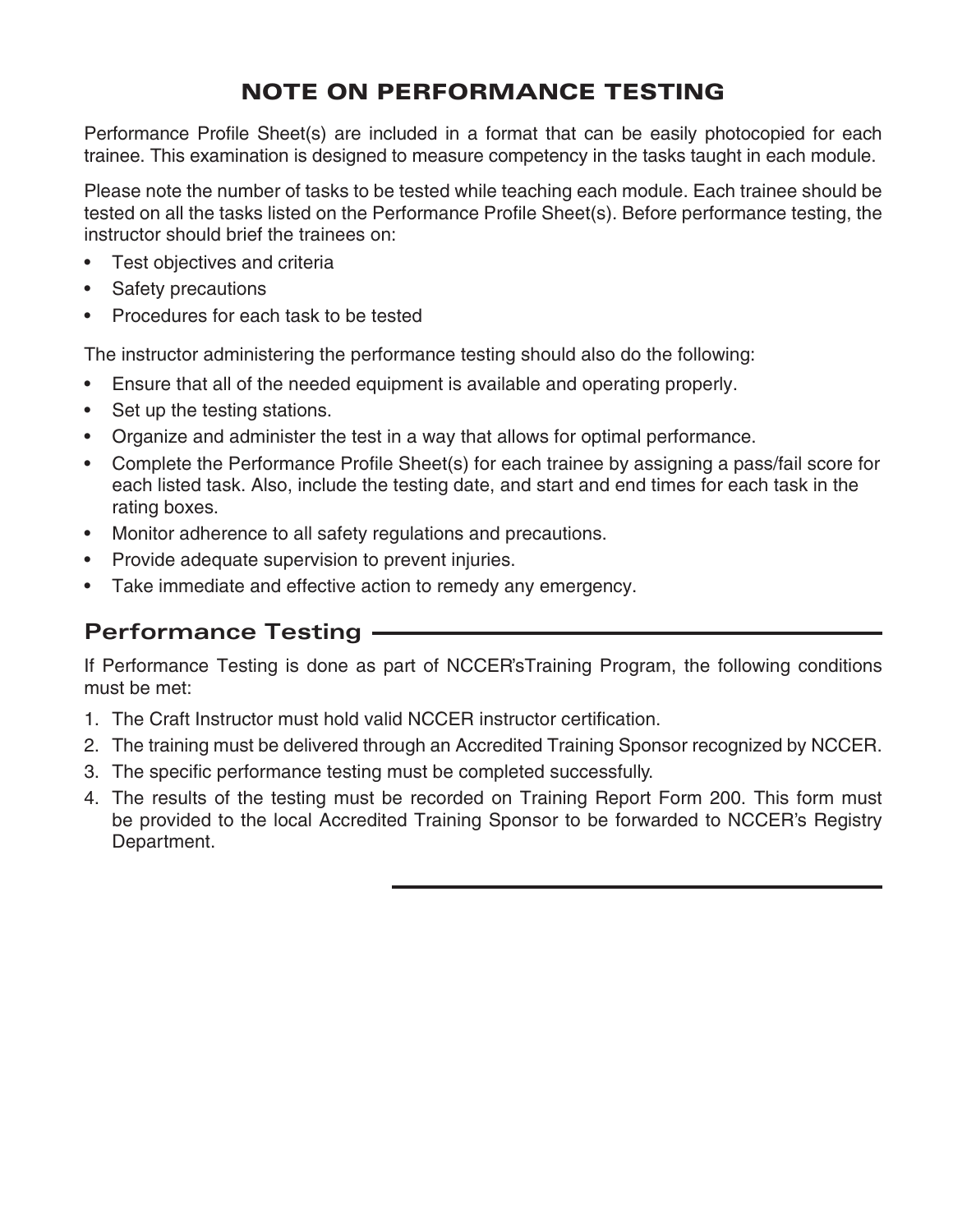# NOTE ON PERFORMANCE TESTING

Performance Profile Sheet(s) are included in a format that can be easily photocopied for each trainee. This examination is designed to measure competency in the tasks taught in each module.

Please note the number of tasks to be tested while teaching each module. Each trainee should be tested on all the tasks listed on the Performance Profile Sheet(s). Before performance testing, the instructor should brief the trainees on:

- Test objectives and criteria
- Safety precautions
- Procedures for each task to be tested

The instructor administering the performance testing should also do the following:

- Ensure that all of the needed equipment is available and operating properly.
- Set up the testing stations.
- Organize and administer the test in a way that allows for optimal performance.
- Complete the Performance Profile Sheet(s) for each trainee by assigning a pass/fail score for each listed task. Also, include the testing date, and start and end times for each task in the rating boxes.
- Monitor adherence to all safety regulations and precautions.
- Provide adequate supervision to prevent injuries.
- Take immediate and effective action to remedy any emergency.

## Performance Testing

If Performance Testing is done as part of NCCER'sTraining Program, the following conditions must be met:

1. The Craft Instructor must hold valid NCCER instructor certification.
2. The training must be delivered through an Accredited Training Sponsor recognized by NCCER.
3. The specific performance testing must be completed successfully.
4. The results of the testing must be recorded on Training Report Form 200. This form must be provided to the local Accredited Training Sponsor to be forwarded to NCCER's Registry Department.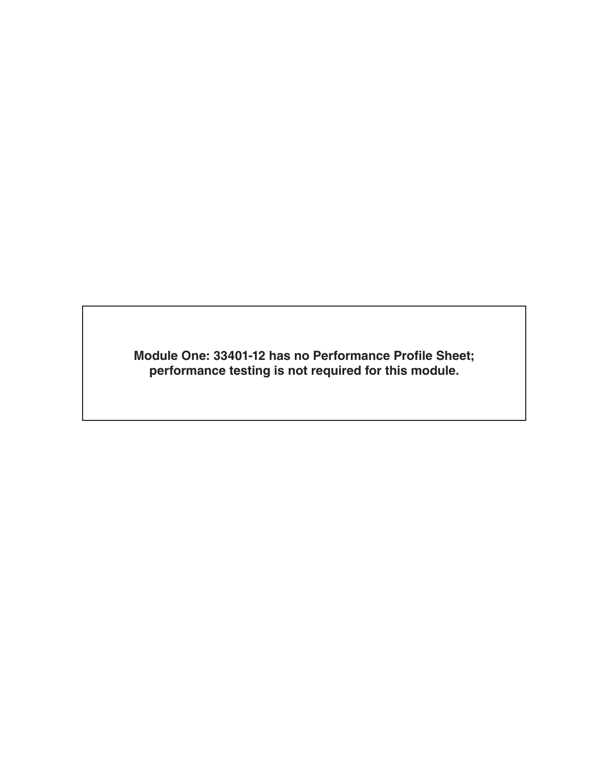**Module One: 33401-12 has no Performance Profile Sheet; performance testing is not required for this module.**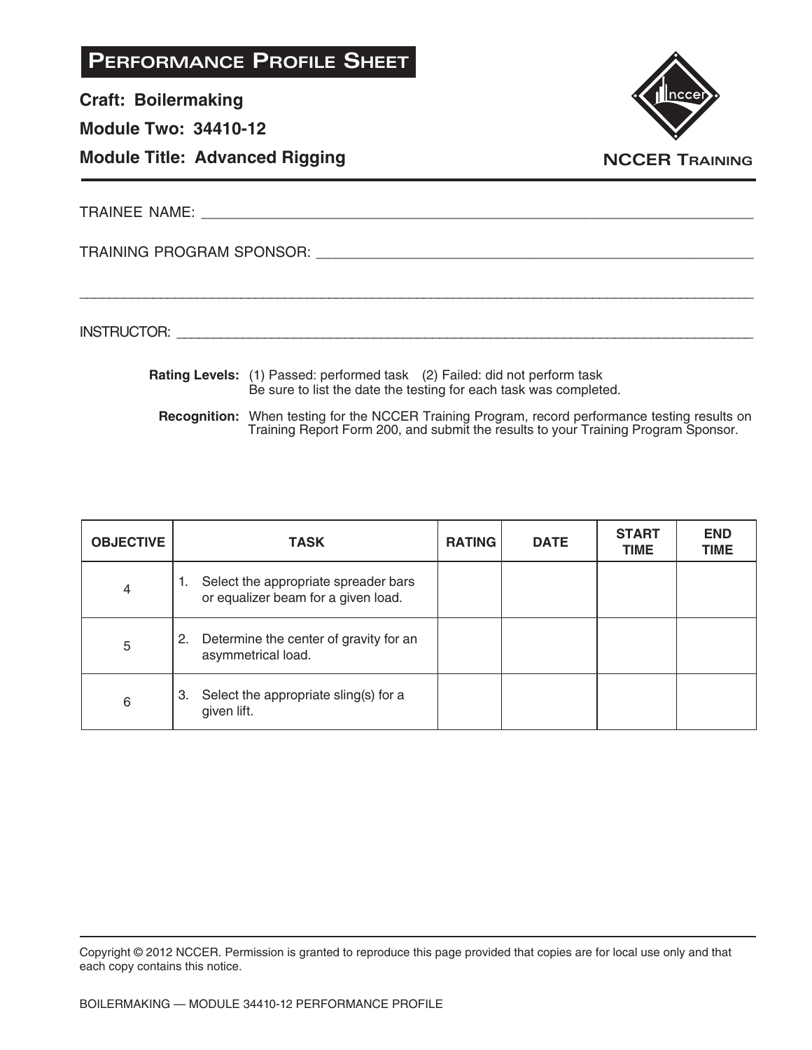# Performance Profile Sheet

**Craft: Boilermaking**

**Module Two: 34410-12**

**Module Title: Advanced Rigging**

NCCER Training

TRAINEE NAME: ______________________________________________

TRAINING PROGRAM SPONSOR: ______________________________________________

______________________________________________

INSTRUCTOR: ______________________________________________

**Rating Levels:** (1) Passed: performed task (2) Failed: did not perform task
Be sure to list the date the testing for each task was completed.

**Recognition:** When testing for the NCCER Training Program, record performance testing results on Training Report Form 200, and submit the results to your Training Program Sponsor.

| OBJECTIVE | TASK | RATING | DATE | START TIME | END TIME |
|---|---|---|---|---|---|
| 4 | 1. Select the appropriate spreader bars or equalizer beam for a given load. | | | | |
| 5 | 2. Determine the center of gravity for an asymmetrical load. | | | | |
| 6 | 3. Select the appropriate sling(s) for a given lift. | | | | |

Copyright © 2012 NCCER. Permission is granted to reproduce this page provided that copies are for local use only and that each copy contains this notice.

BOILERMAKING — MODULE 34410-12 PERFORMANCE PROFILE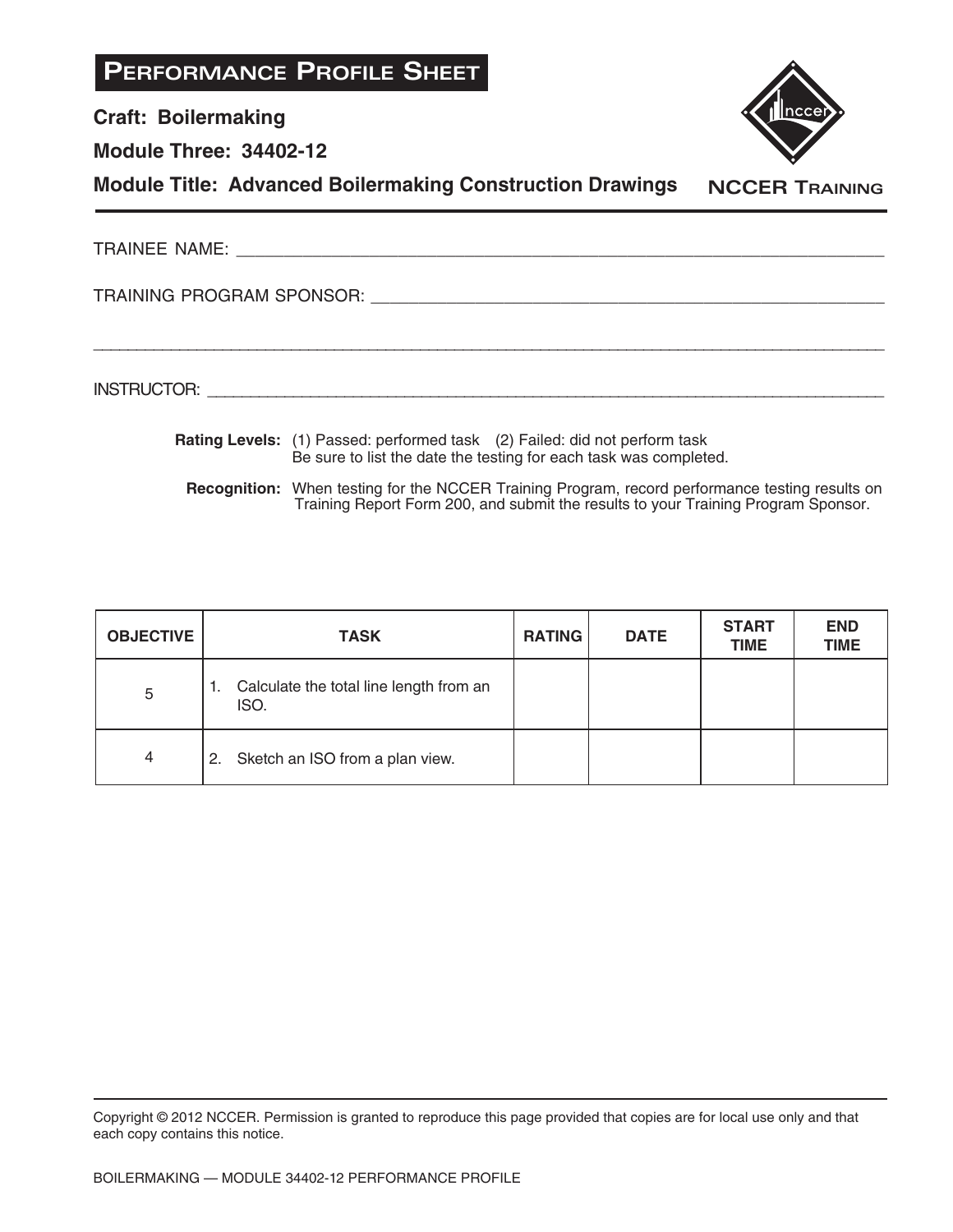# Performance Profile Sheet

**Craft: Boilermaking**

**Module Three: 34402-12**

**Module Title: Advanced Boilermaking Construction Drawings**

NCCER Training

TRAINEE NAME: ______________________________________________

TRAINING PROGRAM SPONSOR: ______________________________________________

______________________________________________

INSTRUCTOR: ______________________________________________

**Rating Levels:** (1) Passed: performed task (2) Failed: did not perform task
Be sure to list the date the testing for each task was completed.

**Recognition:** When testing for the NCCER Training Program, record performance testing results on Training Report Form 200, and submit the results to your Training Program Sponsor.

| OBJECTIVE | TASK | RATING | DATE | START TIME | END TIME |
|---|---|---|---|---|---|
| 5 | 1. Calculate the total line length from an ISO. | | | | |
| 4 | 2. Sketch an ISO from a plan view. | | | | |

Copyright © 2012 NCCER. Permission is granted to reproduce this page provided that copies are for local use only and that each copy contains this notice.

BOILERMAKING — MODULE 34402-12 PERFORMANCE PROFILE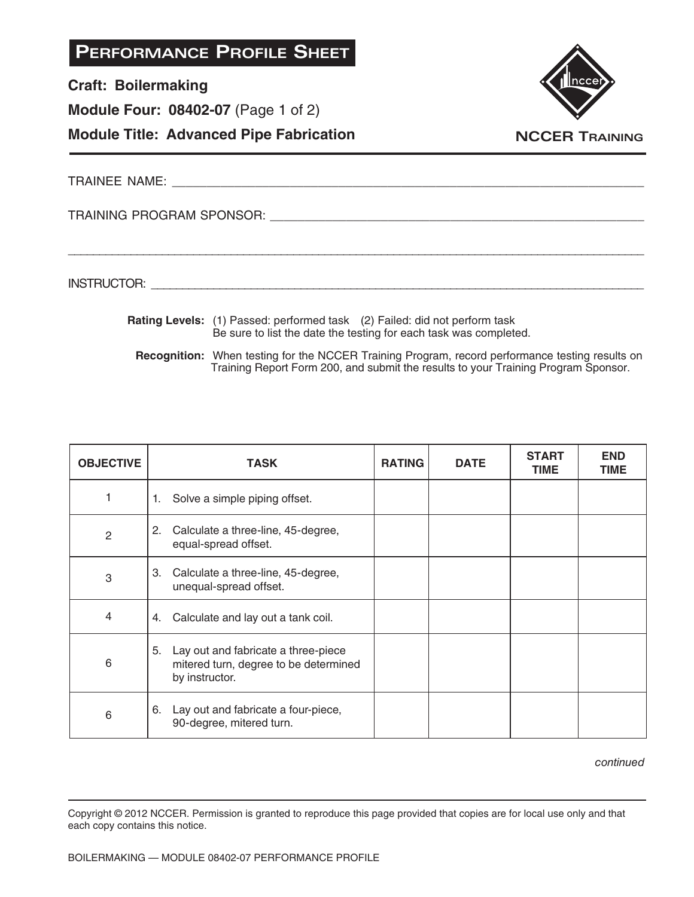# PERFORMANCE PROFILE SHEET

**Craft: Boilermaking**

**Module Four: 08402-07** (Page 1 of 2)

**Module Title: Advanced Pipe Fabrication**

NCCER TRAINING

TRAINEE NAME: ______________________________________________________________

TRAINING PROGRAM SPONSOR: ______________________________________________

______________________________________________________________________________

INSTRUCTOR: _________________________________________________________________

**Rating Levels:** (1) Passed: performed task (2) Failed: did not perform task
Be sure to list the date the testing for each task was completed.

**Recognition:** When testing for the NCCER Training Program, record performance testing results on Training Report Form 200, and submit the results to your Training Program Sponsor.

| OBJECTIVE | TASK | RATING | DATE | START TIME | END TIME |
|---|---|---|---|---|---|
| 1 | 1. Solve a simple piping offset. | | | | |
| 2 | 2. Calculate a three-line, 45-degree, equal-spread offset. | | | | |
| 3 | 3. Calculate a three-line, 45-degree, unequal-spread offset. | | | | |
| 4 | 4. Calculate and lay out a tank coil. | | | | |
| 6 | 5. Lay out and fabricate a three-piece mitered turn, degree to be determined by instructor. | | | | |
| 6 | 6. Lay out and fabricate a four-piece, 90-degree, mitered turn. | | | | |

*continued*

Copyright © 2012 NCCER. Permission is granted to reproduce this page provided that copies are for local use only and that each copy contains this notice.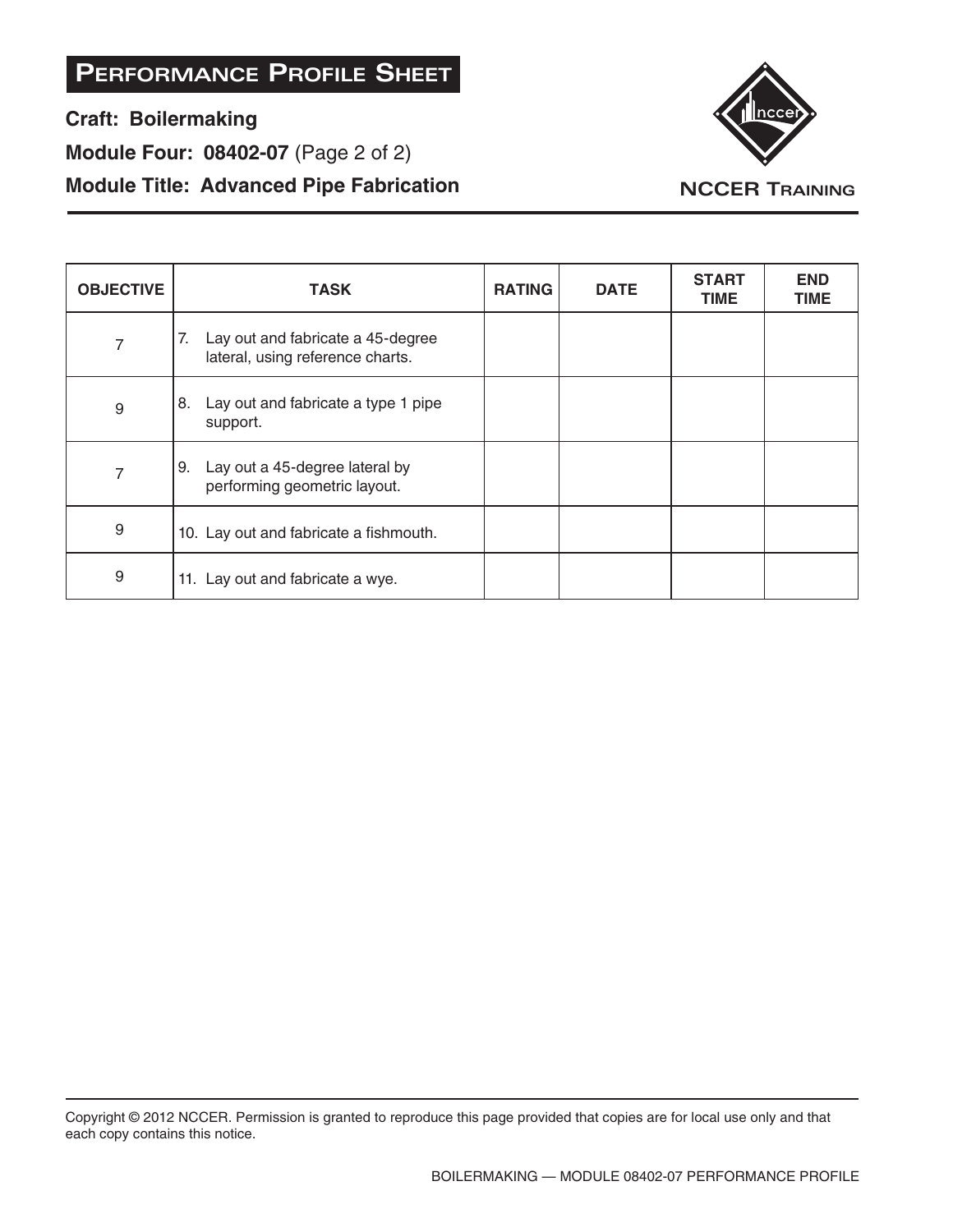# Performance Profile Sheet

**Craft: Boilermaking**

**Module Four: 08402-07** (Page 2 of 2)

**Module Title: Advanced Pipe Fabrication**

NCCER Training

| OBJECTIVE | TASK | RATING | DATE | START TIME | END TIME |
|---|---|---|---|---|---|
| 7 | 7. Lay out and fabricate a 45-degree lateral, using reference charts. | | | | |
| 9 | 8. Lay out and fabricate a type 1 pipe support. | | | | |
| 7 | 9. Lay out a 45-degree lateral by performing geometric layout. | | | | |
| 9 | 10. Lay out and fabricate a fishmouth. | | | | |
| 9 | 11. Lay out and fabricate a wye. | | | | |

Copyright © 2012 NCCER. Permission is granted to reproduce this page provided that copies are for local use only and that each copy contains this notice.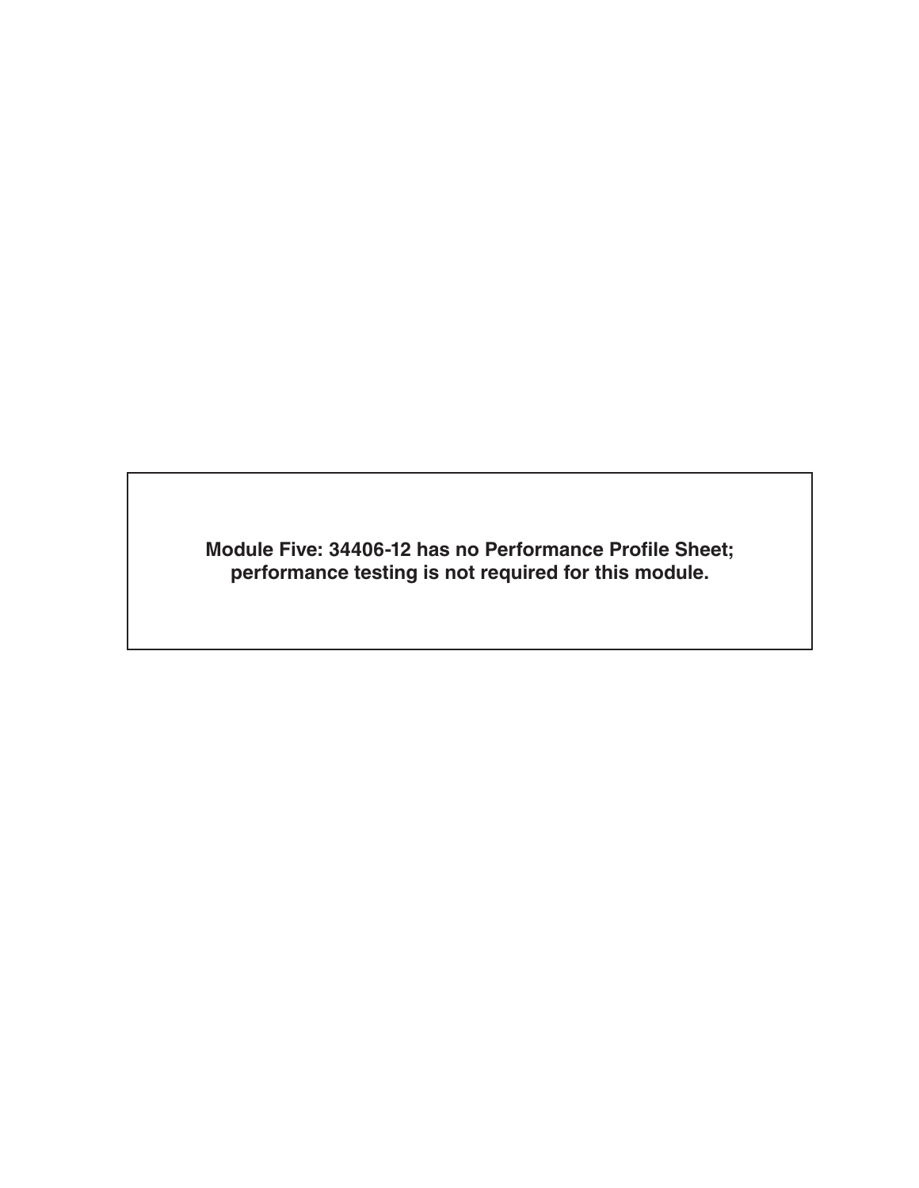**Module Five: 34406-12 has no Performance Profile Sheet; performance testing is not required for this module.**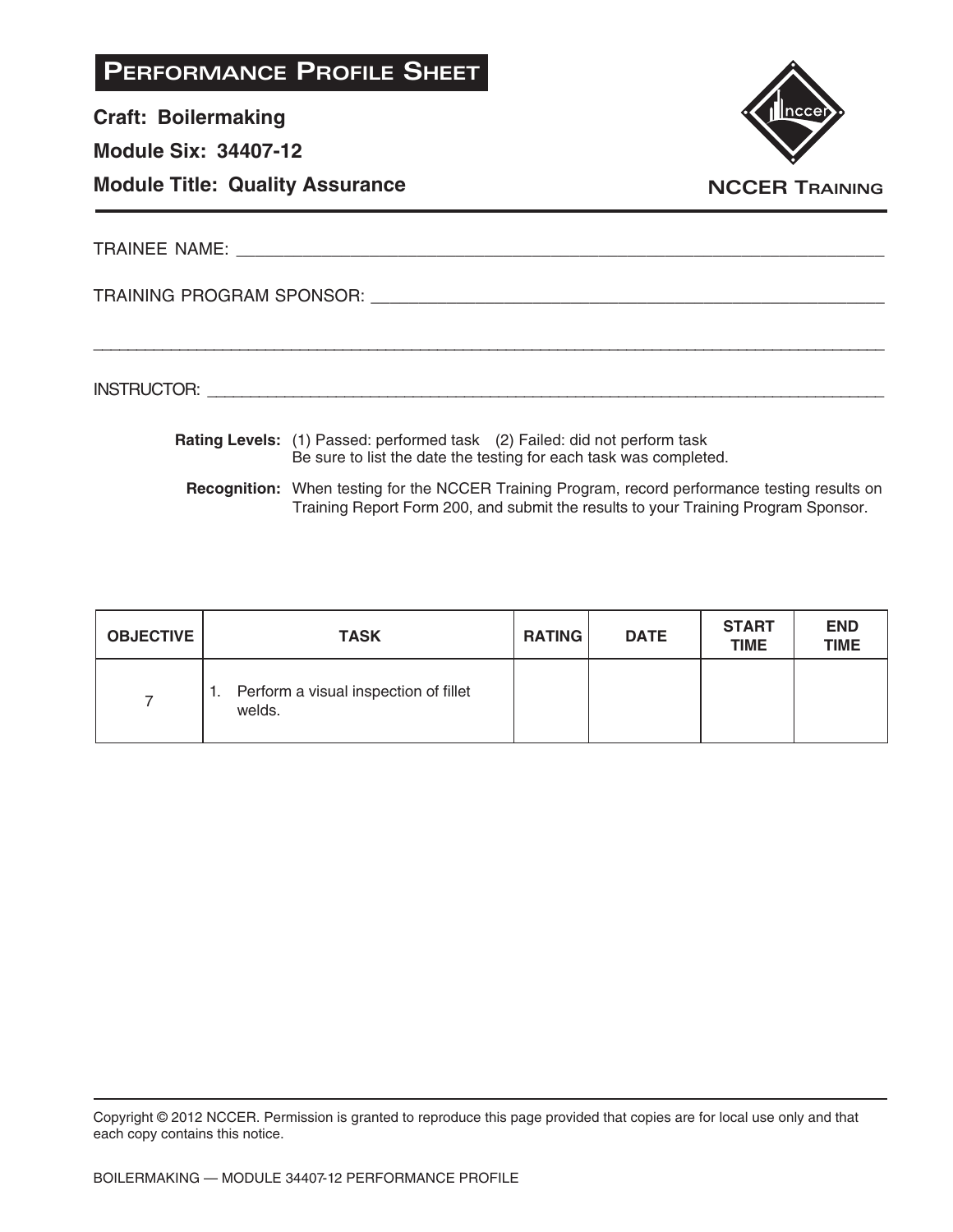# PERFORMANCE PROFILE SHEET

**Craft: Boilermaking**

**Module Six: 34407-12**

**Module Title: Quality Assurance**

NCCER TRAINING

TRAINEE NAME: ______________________________________________

TRAINING PROGRAM SPONSOR: ______________________________________________

______________________________________________

INSTRUCTOR: ______________________________________________

**Rating Levels:** (1) Passed: performed task (2) Failed: did not perform task
Be sure to list the date the testing for each task was completed.

**Recognition:** When testing for the NCCER Training Program, record performance testing results on Training Report Form 200, and submit the results to your Training Program Sponsor.

| OBJECTIVE | TASK | RATING | DATE | START TIME | END TIME |
|---|---|---|---|---|---|
| 7 | 1. Perform a visual inspection of fillet welds. | | | | |

Copyright © 2012 NCCER. Permission is granted to reproduce this page provided that copies are for local use only and that each copy contains this notice.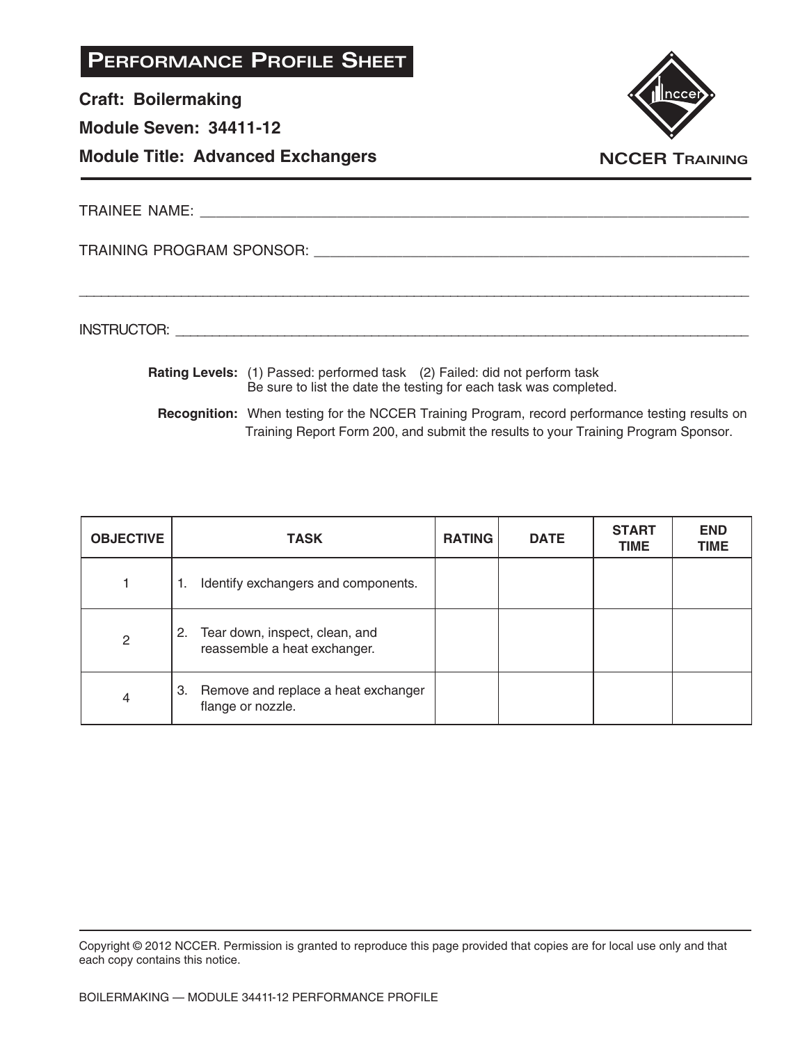# PERFORMANCE PROFILE SHEET

**Craft: Boilermaking**

**Module Seven: 34411-12**

**Module Title: Advanced Exchangers**

NCCER TRAINING

TRAINEE NAME: ____________________________________________

TRAINING PROGRAM SPONSOR: ____________________________________________

____________________________________________

INSTRUCTOR: ____________________________________________

**Rating Levels:** (1) Passed: performed task (2) Failed: did not perform task
Be sure to list the date the testing for each task was completed.

**Recognition:** When testing for the NCCER Training Program, record performance testing results on Training Report Form 200, and submit the results to your Training Program Sponsor.

| OBJECTIVE | TASK | RATING | DATE | START TIME | END TIME |
|---|---|---|---|---|---|
| 1 | 1. Identify exchangers and components. | | | | |
| 2 | 2. Tear down, inspect, clean, and reassemble a heat exchanger. | | | | |
| 4 | 3. Remove and replace a heat exchanger flange or nozzle. | | | | |

Copyright © 2012 NCCER. Permission is granted to reproduce this page provided that copies are for local use only and that each copy contains this notice.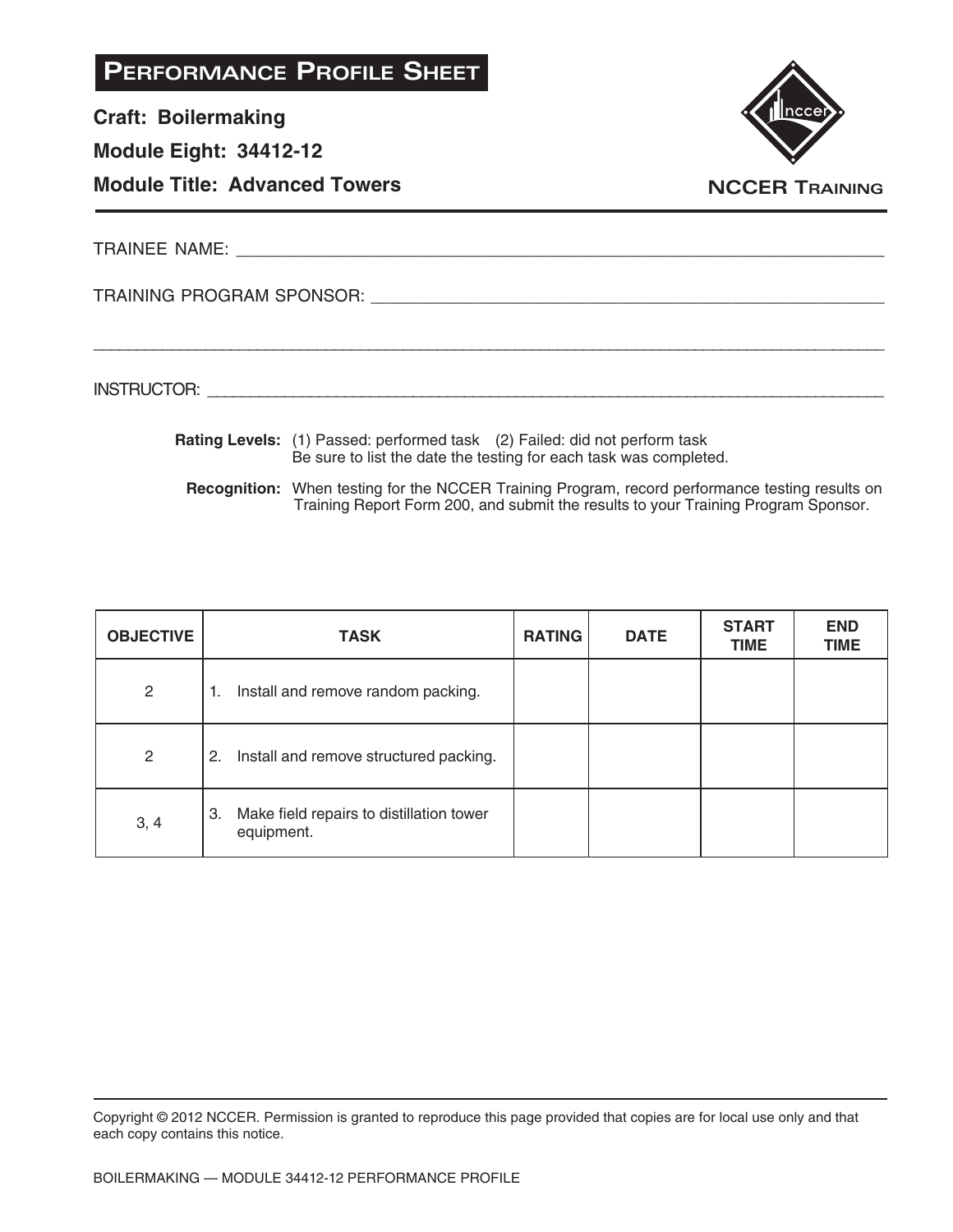# Performance Profile Sheet

**Craft: Boilermaking**

**Module Eight: 34412-12**

**Module Title: Advanced Towers**

NCCER Training

TRAINEE NAME: ______________________________

TRAINING PROGRAM SPONSOR: ______________________________

______________________________

INSTRUCTOR: ______________________________

**Rating Levels:** (1) Passed: performed task (2) Failed: did not perform task
Be sure to list the date the testing for each task was completed.

**Recognition:** When testing for the NCCER Training Program, record performance testing results on Training Report Form 200, and submit the results to your Training Program Sponsor.

| OBJECTIVE | TASK | RATING | DATE | START TIME | END TIME |
|---|---|---|---|---|---|
| 2 | 1. Install and remove random packing. | | | | |
| 2 | 2. Install and remove structured packing. | | | | |
| 3, 4 | 3. Make field repairs to distillation tower equipment. | | | | |

Copyright © 2012 NCCER. Permission is granted to reproduce this page provided that copies are for local use only and that each copy contains this notice.

BOILERMAKING — MODULE 34412-12 PERFORMANCE PROFILE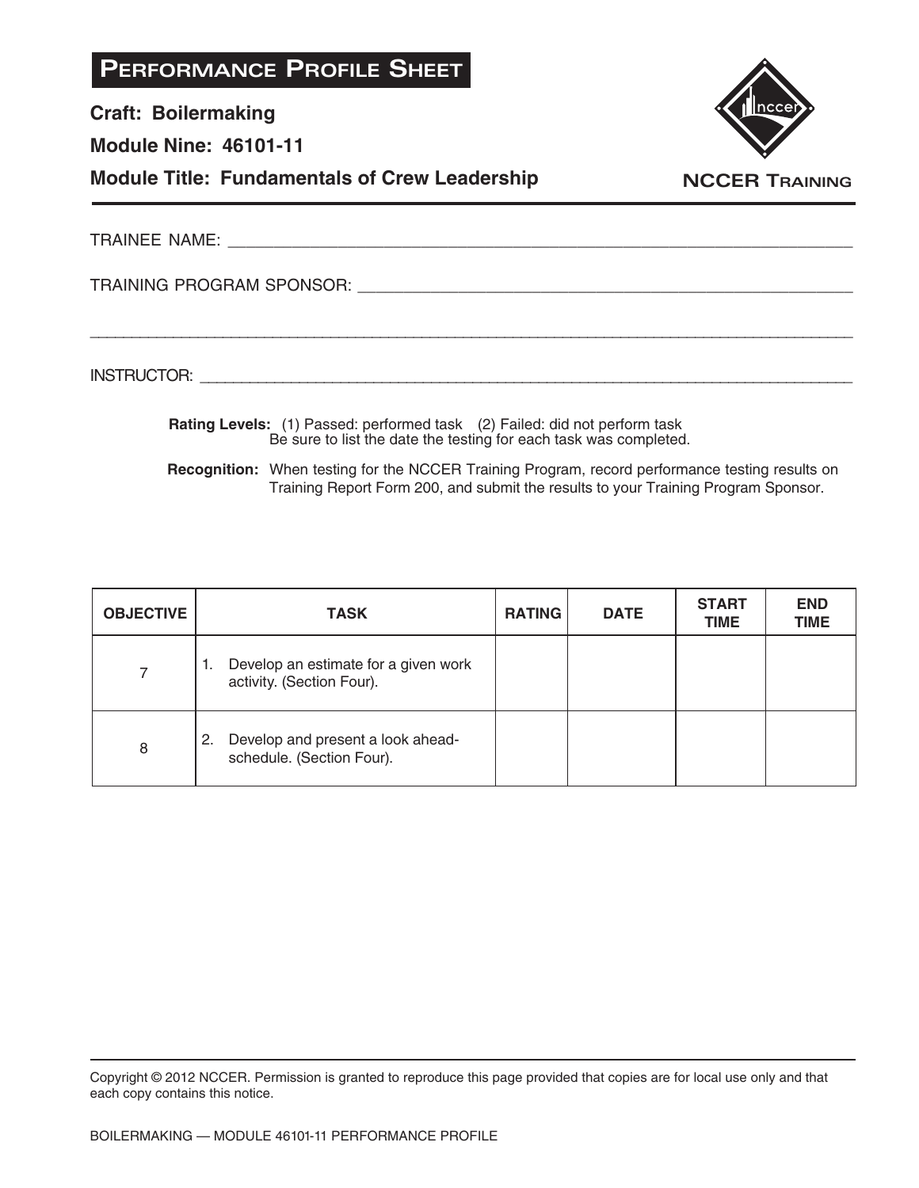# PERFORMANCE PROFILE SHEET

**Craft: Boilermaking**

**Module Nine: 46101-11**

**Module Title: Fundamentals of Crew Leadership**

NCCER TRAINING

TRAINEE NAME: ______________________________________________

TRAINING PROGRAM SPONSOR: ______________________________________________

______________________________________________

INSTRUCTOR: ______________________________________________

**Rating Levels:** (1) Passed: performed task (2) Failed: did not perform task
Be sure to list the date the testing for each task was completed.

**Recognition:** When testing for the NCCER Training Program, record performance testing results on Training Report Form 200, and submit the results to your Training Program Sponsor.

| OBJECTIVE | TASK | RATING | DATE | START TIME | END TIME |
|---|---|---|---|---|---|
| 7 | 1. Develop an estimate for a given work activity. (Section Four). | | | | |
| 8 | 2. Develop and present a look ahead-schedule. (Section Four). | | | | |

Copyright © 2012 NCCER. Permission is granted to reproduce this page provided that copies are for local use only and that each copy contains this notice.

BOILERMAKING — MODULE 46101-11 PERFORMANCE PROFILE